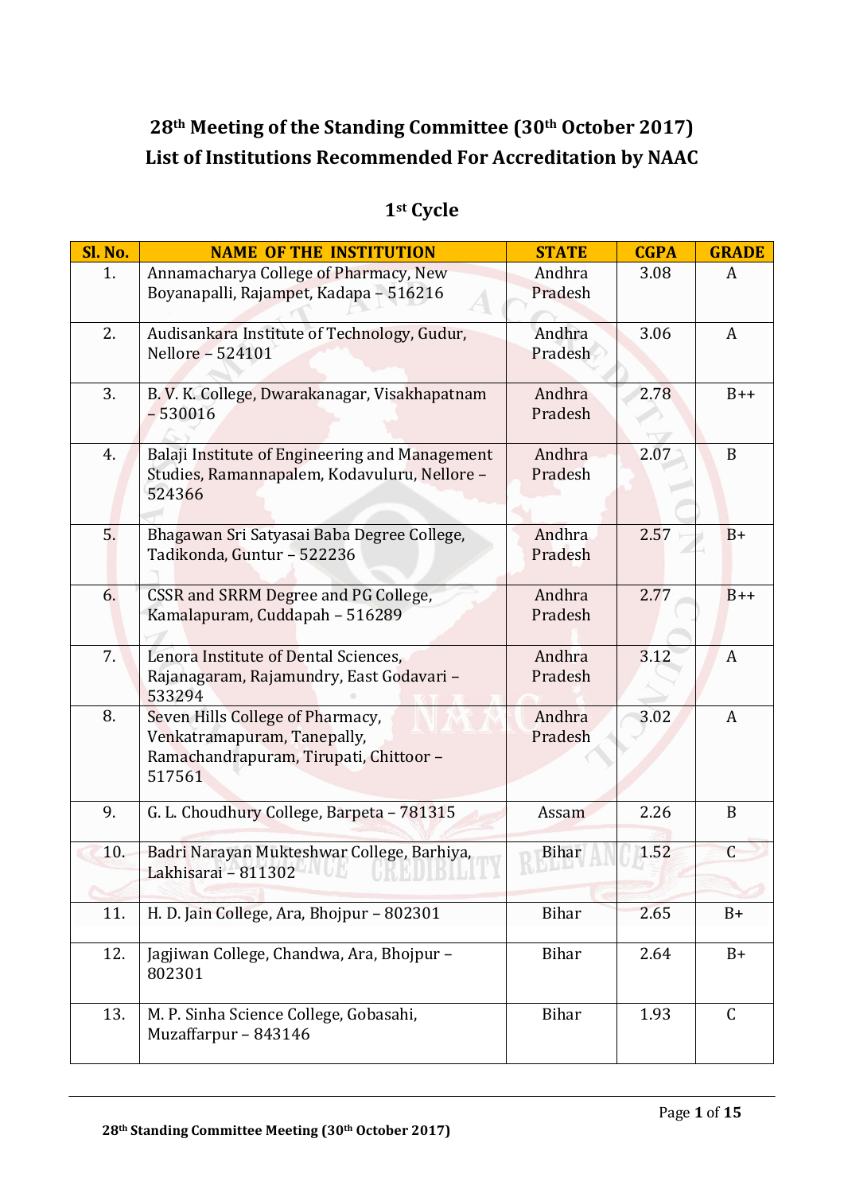# 28th Meeting of the Standing Committee (30th October 2017)
# List of Institutions Recommended For Accreditation by NAAC

## 1st Cycle

| Sl. No. | NAME OF THE INSTITUTION | STATE | CGPA | GRADE |
|---|---|---|---|---|
| 1. | Annamacharya College of Pharmacy, New Boyanapalli, Rajampet, Kadapa – 516216 | Andhra Pradesh | 3.08 | A |
| 2. | Audisankara Institute of Technology, Gudur, Nellore – 524101 | Andhra Pradesh | 3.06 | A |
| 3. | B. V. K. College, Dwarakanagar, Visakhapatnam – 530016 | Andhra Pradesh | 2.78 | B++ |
| 4. | Balaji Institute of Engineering and Management Studies, Ramannapalem, Kodavuluru, Nellore – 524366 | Andhra Pradesh | 2.07 | B |
| 5. | Bhagawan Sri Satyasai Baba Degree College, Tadikonda, Guntur – 522236 | Andhra Pradesh | 2.57 | B+ |
| 6. | CSSR and SRRM Degree and PG College, Kamalapuram, Cuddapah – 516289 | Andhra Pradesh | 2.77 | B++ |
| 7. | Lenora Institute of Dental Sciences, Rajanagaram, Rajamundry, East Godavari – 533294 | Andhra Pradesh | 3.12 | A |
| 8. | Seven Hills College of Pharmacy, Venkatramapuram, Tanepally, Ramachandrapuram, Tirupati, Chittoor – 517561 | Andhra Pradesh | 3.02 | A |
| 9. | G. L. Choudhury College, Barpeta – 781315 | Assam | 2.26 | B |
| 10. | Badri Narayan Mukteshwar College, Barhiya, Lakhisarai – 811302 | Bihar | 1.52 | C |
| 11. | H. D. Jain College, Ara, Bhojpur – 802301 | Bihar | 2.65 | B+ |
| 12. | Jagjiwan College, Chandwa, Ara, Bhojpur – 802301 | Bihar | 2.64 | B+ |
| 13. | M. P. Sinha Science College, Gobasahi, Muzaffarpur – 843146 | Bihar | 1.93 | C |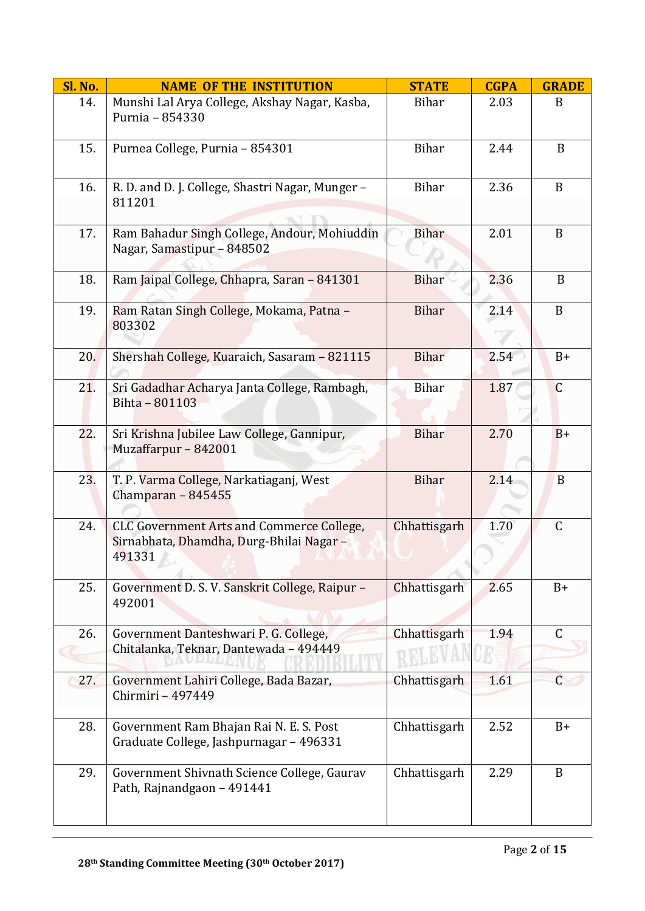| Sl. No. | NAME OF THE INSTITUTION | STATE | CGPA | GRADE |
|---|---|---|---|---|
| 14. | Munshi Lal Arya College, Akshay Nagar, Kasba, Purnia – 854330 | Bihar | 2.03 | B |
| 15. | Purnea College, Purnia – 854301 | Bihar | 2.44 | B |
| 16. | R. D. and D. J. College, Shastri Nagar, Munger – 811201 | Bihar | 2.36 | B |
| 17. | Ram Bahadur Singh College, Andour, Mohiuddin Nagar, Samastipur – 848502 | Bihar | 2.01 | B |
| 18. | Ram Jaipal College, Chhapra, Saran – 841301 | Bihar | 2.36 | B |
| 19. | Ram Ratan Singh College, Mokama, Patna – 803302 | Bihar | 2.14 | B |
| 20. | Shershah College, Kuaraich, Sasaram – 821115 | Bihar | 2.54 | B+ |
| 21. | Sri Gadadhar Acharya Janta College, Rambagh, Bihta – 801103 | Bihar | 1.87 | C |
| 22. | Sri Krishna Jubilee Law College, Gannipur, Muzaffarpur – 842001 | Bihar | 2.70 | B+ |
| 23. | T. P. Varma College, Narkatiaganj, West Champaran – 845455 | Bihar | 2.14 | B |
| 24. | CLC Government Arts and Commerce College, Sirnabhata, Dhamdha, Durg-Bhilai Nagar – 491331 | Chhattisgarh | 1.70 | C |
| 25. | Government D. S. V. Sanskrit College, Raipur – 492001 | Chhattisgarh | 2.65 | B+ |
| 26. | Government Danteshwari P. G. College, Chitalanka, Teknar, Dantewada – 494449 | Chhattisgarh | 1.94 | C |
| 27. | Government Lahiri College, Bada Bazar, Chirmiri – 497449 | Chhattisgarh | 1.61 | C |
| 28. | Government Ram Bhajan Rai N. E. S. Post Graduate College, Jashpurnagar – 496331 | Chhattisgarh | 2.52 | B+ |
| 29. | Government Shivnath Science College, Gaurav Path, Rajnandgaon – 491441 | Chhattisgarh | 2.29 | B |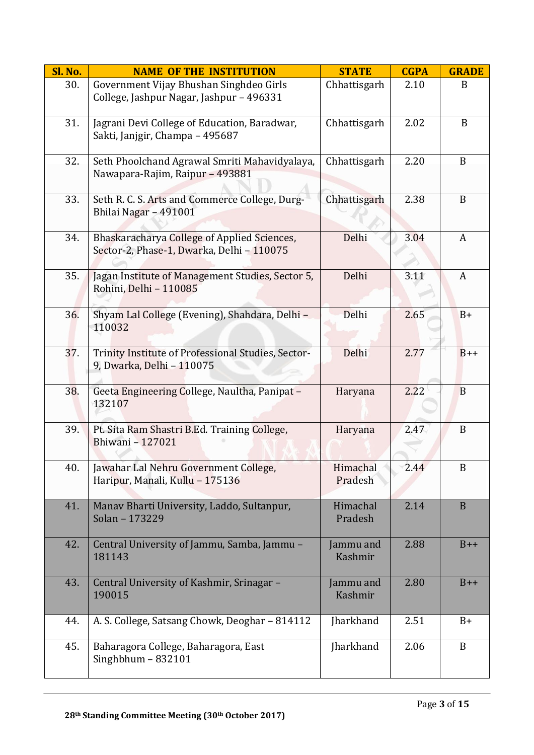| Sl. No. | NAME OF THE INSTITUTION | STATE | CGPA | GRADE |
|---|---|---|---|---|
| 30. | Government Vijay Bhushan Singhdeo Girls College, Jashpur Nagar, Jashpur – 496331 | Chhattisgarh | 2.10 | B |
| 31. | Jagrani Devi College of Education, Baradwar, Sakti, Janjgir, Champa – 495687 | Chhattisgarh | 2.02 | B |
| 32. | Seth Phoolchand Agrawal Smriti Mahavidyalaya, Nawapara-Rajim, Raipur – 493881 | Chhattisgarh | 2.20 | B |
| 33. | Seth R. C. S. Arts and Commerce College, Durg-Bhilai Nagar – 491001 | Chhattisgarh | 2.38 | B |
| 34. | Bhaskaracharya College of Applied Sciences, Sector-2, Phase-1, Dwarka, Delhi – 110075 | Delhi | 3.04 | A |
| 35. | Jagan Institute of Management Studies, Sector 5, Rohini, Delhi – 110085 | Delhi | 3.11 | A |
| 36. | Shyam Lal College (Evening), Shahdara, Delhi – 110032 | Delhi | 2.65 | B+ |
| 37. | Trinity Institute of Professional Studies, Sector-9, Dwarka, Delhi – 110075 | Delhi | 2.77 | B++ |
| 38. | Geeta Engineering College, Naultha, Panipat – 132107 | Haryana | 2.22 | B |
| 39. | Pt. Sita Ram Shastri B.Ed. Training College, Bhiwani – 127021 | Haryana | 2.47 | B |
| 40. | Jawahar Lal Nehru Government College, Haripur, Manali, Kullu – 175136 | Himachal Pradesh | 2.44 | B |
| 41. | Manav Bharti University, Laddo, Sultanpur, Solan – 173229 | Himachal Pradesh | 2.14 | B |
| 42. | Central University of Jammu, Samba, Jammu – 181143 | Jammu and Kashmir | 2.88 | B++ |
| 43. | Central University of Kashmir, Srinagar – 190015 | Jammu and Kashmir | 2.80 | B++ |
| 44. | A. S. College, Satsang Chowk, Deoghar – 814112 | Jharkhand | 2.51 | B+ |
| 45. | Baharagora College, Baharagora, East Singhbhum – 832101 | Jharkhand | 2.06 | B |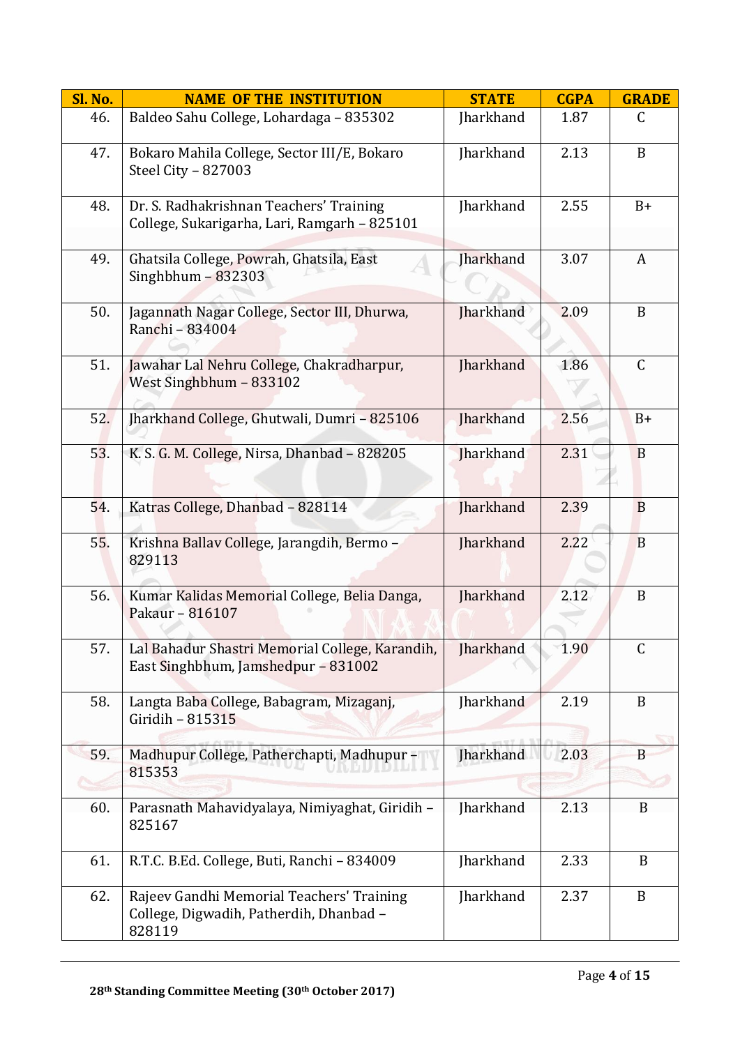| Sl. No. | NAME OF THE INSTITUTION | STATE | CGPA | GRADE |
|---|---|---|---|---|
| 46. | Baldeo Sahu College, Lohardaga – 835302 | Jharkhand | 1.87 | C |
| 47. | Bokaro Mahila College, Sector III/E, Bokaro Steel City – 827003 | Jharkhand | 2.13 | B |
| 48. | Dr. S. Radhakrishnan Teachers' Training College, Sukarigarha, Lari, Ramgarh – 825101 | Jharkhand | 2.55 | B+ |
| 49. | Ghatsila College, Powrah, Ghatsila, East Singhbhum – 832303 | Jharkhand | 3.07 | A |
| 50. | Jagannath Nagar College, Sector III, Dhurwa, Ranchi – 834004 | Jharkhand | 2.09 | B |
| 51. | Jawahar Lal Nehru College, Chakradharpur, West Singhbhum – 833102 | Jharkhand | 1.86 | C |
| 52. | Jharkhand College, Ghutwali, Dumri – 825106 | Jharkhand | 2.56 | B+ |
| 53. | K. S. G. M. College, Nirsa, Dhanbad – 828205 | Jharkhand | 2.31 | B |
| 54. | Katras College, Dhanbad – 828114 | Jharkhand | 2.39 | B |
| 55. | Krishna Ballav College, Jarangdih, Bermo – 829113 | Jharkhand | 2.22 | B |
| 56. | Kumar Kalidas Memorial College, Belia Danga, Pakaur – 816107 | Jharkhand | 2.12 | B |
| 57. | Lal Bahadur Shastri Memorial College, Karandih, East Singhbhum, Jamshedpur – 831002 | Jharkhand | 1.90 | C |
| 58. | Langta Baba College, Babagram, Mizaganj, Giridih – 815315 | Jharkhand | 2.19 | B |
| 59. | Madhupur College, Patherchapti, Madhupur – 815353 | Jharkhand | 2.03 | B |
| 60. | Parasnath Mahavidyalaya, Nimiyaghat, Giridih – 825167 | Jharkhand | 2.13 | B |
| 61. | R.T.C. B.Ed. College, Buti, Ranchi – 834009 | Jharkhand | 2.33 | B |
| 62. | Rajeev Gandhi Memorial Teachers' Training College, Digwadih, Patherdih, Dhanbad – 828119 | Jharkhand | 2.37 | B |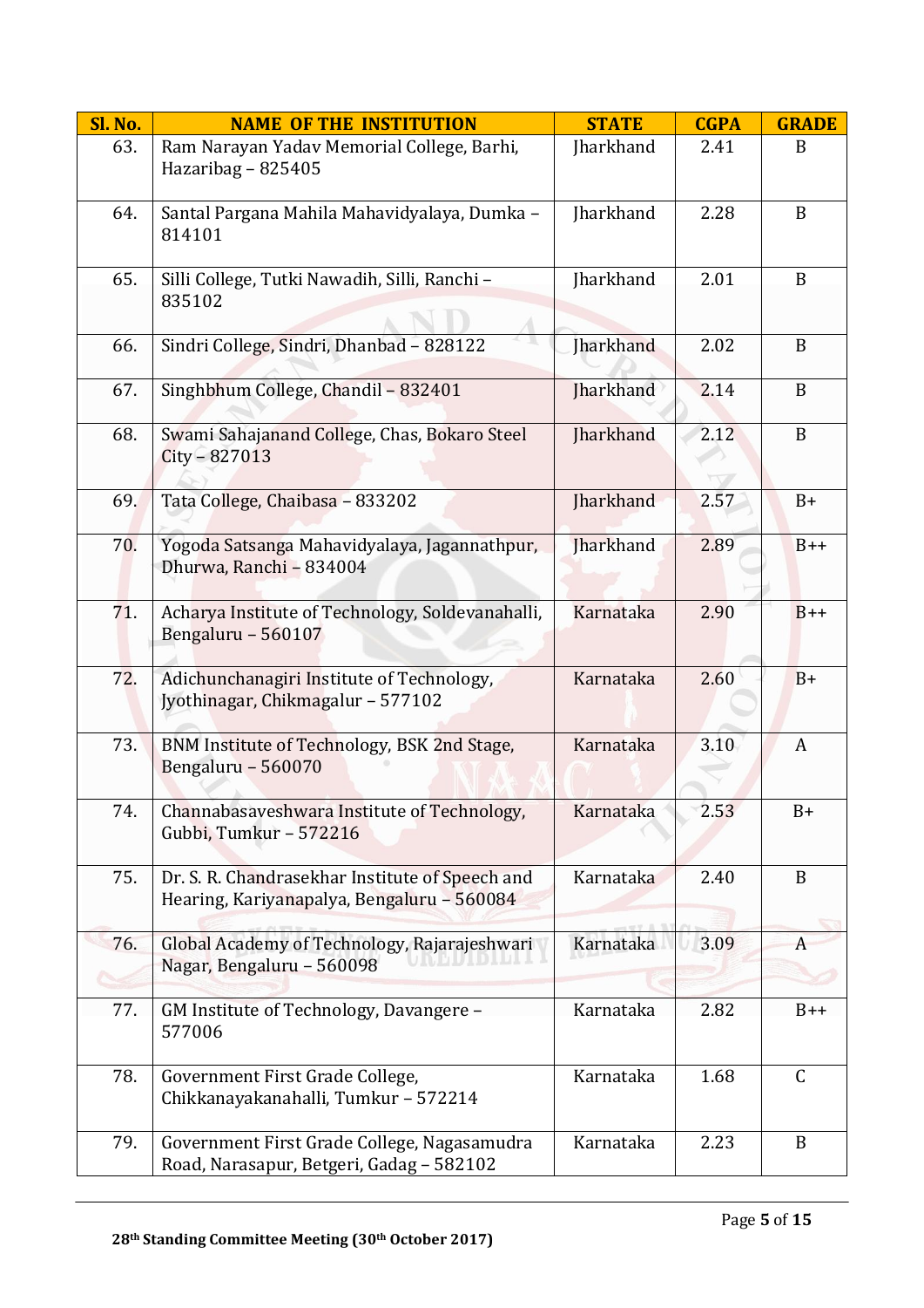| Sl. No. | NAME OF THE INSTITUTION | STATE | CGPA | GRADE |
|---|---|---|---|---|
| 63. | Ram Narayan Yadav Memorial College, Barhi, Hazaribag – 825405 | Jharkhand | 2.41 | B |
| 64. | Santal Pargana Mahila Mahavidyalaya, Dumka – 814101 | Jharkhand | 2.28 | B |
| 65. | Silli College, Tutki Nawadih, Silli, Ranchi – 835102 | Jharkhand | 2.01 | B |
| 66. | Sindri College, Sindri, Dhanbad – 828122 | Jharkhand | 2.02 | B |
| 67. | Singhbhum College, Chandil – 832401 | Jharkhand | 2.14 | B |
| 68. | Swami Sahajanand College, Chas, Bokaro Steel City – 827013 | Jharkhand | 2.12 | B |
| 69. | Tata College, Chaibasa – 833202 | Jharkhand | 2.57 | B+ |
| 70. | Yogoda Satsanga Mahavidyalaya, Jagannathpur, Dhurwa, Ranchi – 834004 | Jharkhand | 2.89 | B++ |
| 71. | Acharya Institute of Technology, Soldevanahalli, Bengaluru – 560107 | Karnataka | 2.90 | B++ |
| 72. | Adichunchanagiri Institute of Technology, Jyothinagar, Chikmagalur – 577102 | Karnataka | 2.60 | B+ |
| 73. | BNM Institute of Technology, BSK 2nd Stage, Bengaluru – 560070 | Karnataka | 3.10 | A |
| 74. | Channabasaveshwara Institute of Technology, Gubbi, Tumkur – 572216 | Karnataka | 2.53 | B+ |
| 75. | Dr. S. R. Chandrasekhar Institute of Speech and Hearing, Kariyanapalya, Bengaluru – 560084 | Karnataka | 2.40 | B |
| 76. | Global Academy of Technology, Rajarajeshwari Nagar, Bengaluru – 560098 | Karnataka | 3.09 | A |
| 77. | GM Institute of Technology, Davangere – 577006 | Karnataka | 2.82 | B++ |
| 78. | Government First Grade College, Chikkanayakanahalli, Tumkur – 572214 | Karnataka | 1.68 | C |
| 79. | Government First Grade College, Nagasamudra Road, Narasapur, Betgeri, Gadag – 582102 | Karnataka | 2.23 | B |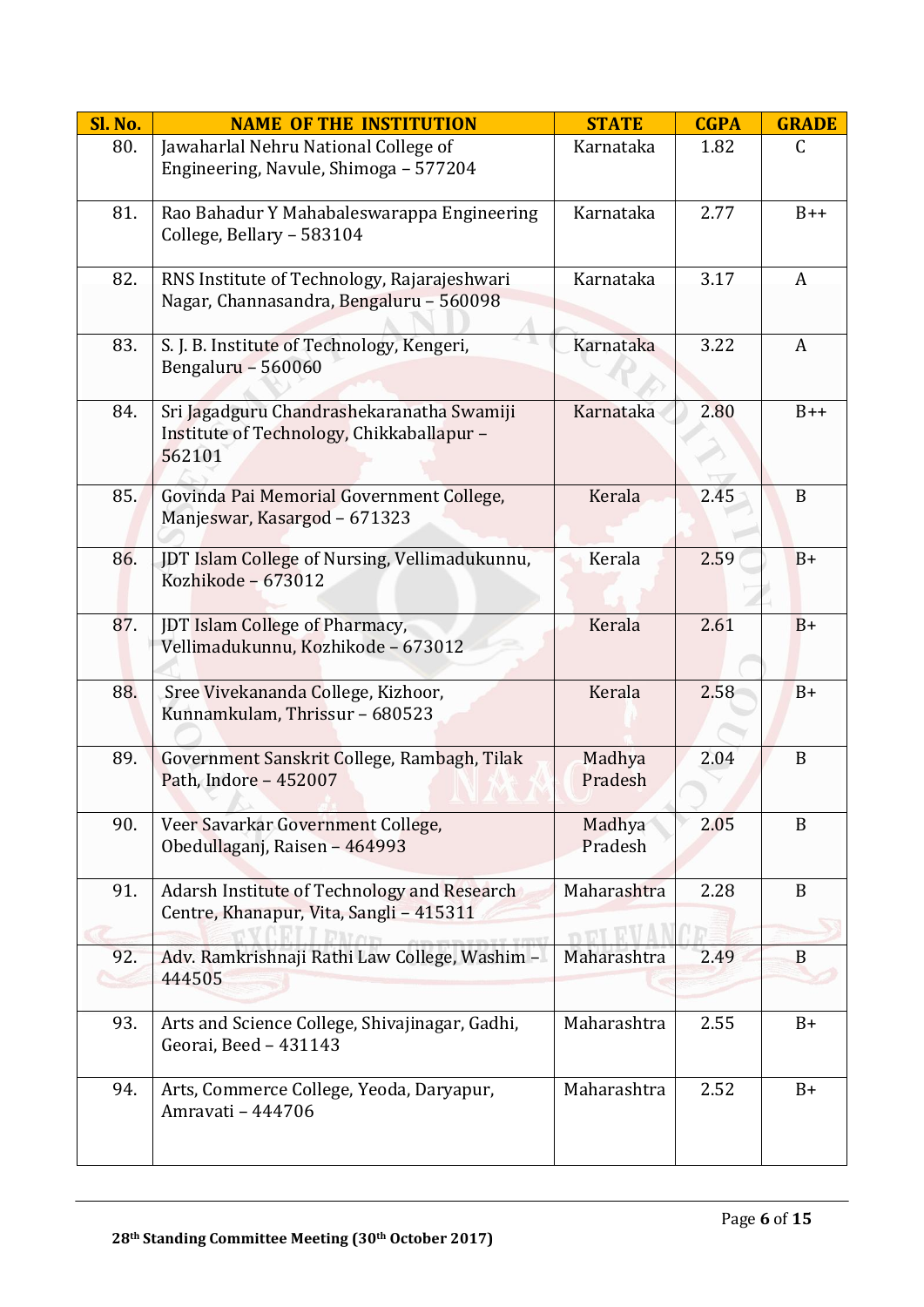| Sl. No. | NAME OF THE INSTITUTION | STATE | CGPA | GRADE |
|---|---|---|---|---|
| 80. | Jawaharlal Nehru National College of Engineering, Navule, Shimoga – 577204 | Karnataka | 1.82 | C |
| 81. | Rao Bahadur Y Mahabaleswarappa Engineering College, Bellary – 583104 | Karnataka | 2.77 | B++ |
| 82. | RNS Institute of Technology, Rajarajeshwari Nagar, Channasandra, Bengaluru – 560098 | Karnataka | 3.17 | A |
| 83. | S. J. B. Institute of Technology, Kengeri, Bengaluru – 560060 | Karnataka | 3.22 | A |
| 84. | Sri Jagadguru Chandrashekaranatha Swamiji Institute of Technology, Chikkaballapur – 562101 | Karnataka | 2.80 | B++ |
| 85. | Govinda Pai Memorial Government College, Manjeswar, Kasargod – 671323 | Kerala | 2.45 | B |
| 86. | JDT Islam College of Nursing, Vellimadukunnu, Kozhikode – 673012 | Kerala | 2.59 | B+ |
| 87. | JDT Islam College of Pharmacy, Vellimadukunnu, Kozhikode – 673012 | Kerala | 2.61 | B+ |
| 88. | Sree Vivekananda College, Kizhoor, Kunnamkulam, Thrissur – 680523 | Kerala | 2.58 | B+ |
| 89. | Government Sanskrit College, Rambagh, Tilak Path, Indore – 452007 | Madhya Pradesh | 2.04 | B |
| 90. | Veer Savarkar Government College, Obedullaganj, Raisen – 464993 | Madhya Pradesh | 2.05 | B |
| 91. | Adarsh Institute of Technology and Research Centre, Khanapur, Vita, Sangli – 415311 | Maharashtra | 2.28 | B |
| 92. | Adv. Ramkrishnaji Rathi Law College, Washim – 444505 | Maharashtra | 2.49 | B |
| 93. | Arts and Science College, Shivajinagar, Gadhi, Georai, Beed – 431143 | Maharashtra | 2.55 | B+ |
| 94. | Arts, Commerce College, Yeoda, Daryapur, Amravati – 444706 | Maharashtra | 2.52 | B+ |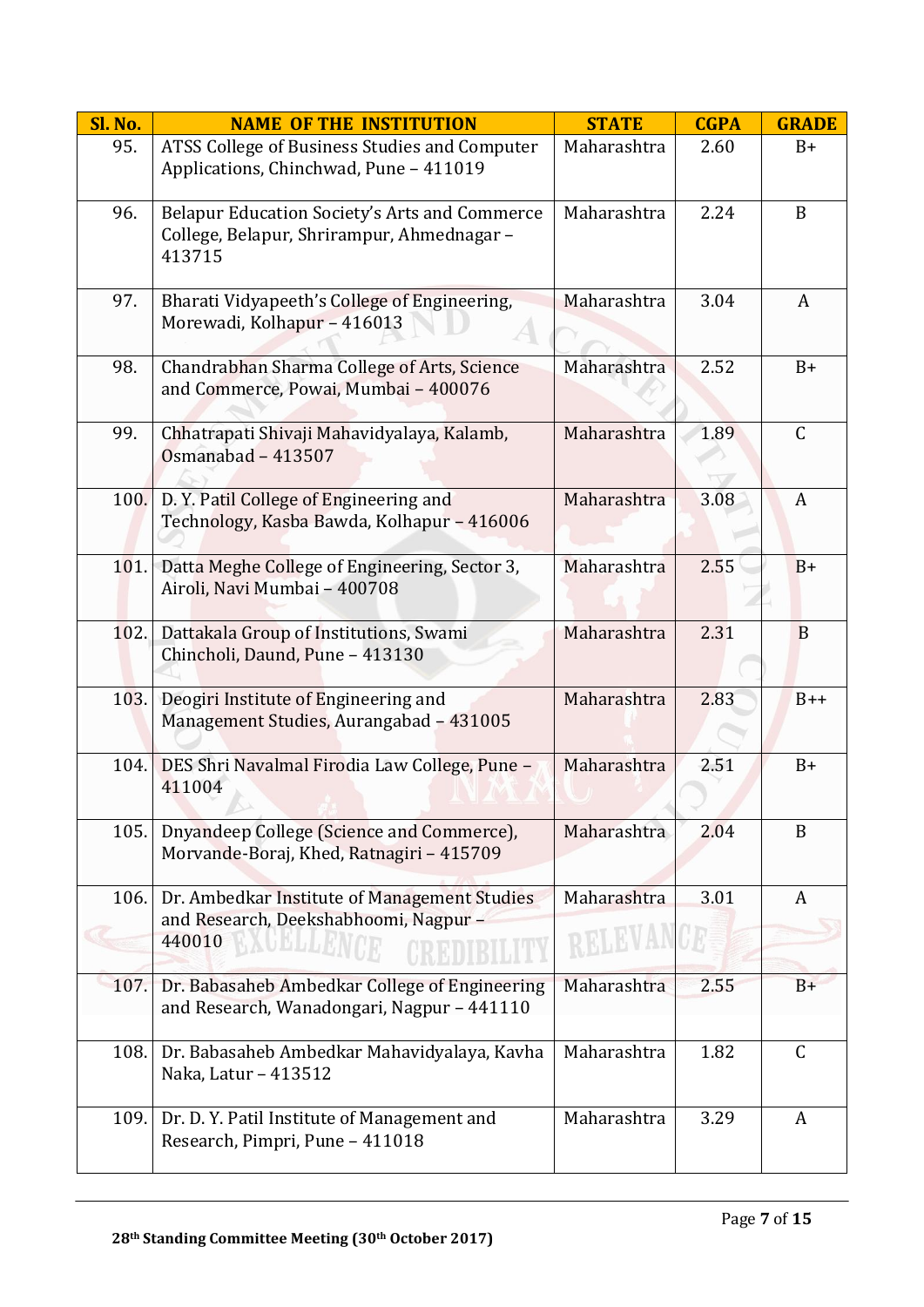| Sl. No. | NAME OF THE INSTITUTION | STATE | CGPA | GRADE |
|---|---|---|---|---|
| 95. | ATSS College of Business Studies and Computer Applications, Chinchwad, Pune – 411019 | Maharashtra | 2.60 | B+ |
| 96. | Belapur Education Society's Arts and Commerce College, Belapur, Shrirampur, Ahmednagar – 413715 | Maharashtra | 2.24 | B |
| 97. | Bharati Vidyapeeth's College of Engineering, Morewadi, Kolhapur – 416013 | Maharashtra | 3.04 | A |
| 98. | Chandrabhan Sharma College of Arts, Science and Commerce, Powai, Mumbai – 400076 | Maharashtra | 2.52 | B+ |
| 99. | Chhatrapati Shivaji Mahavidyalaya, Kalamb, Osmanabad – 413507 | Maharashtra | 1.89 | C |
| 100. | D. Y. Patil College of Engineering and Technology, Kasba Bawda, Kolhapur – 416006 | Maharashtra | 3.08 | A |
| 101. | Datta Meghe College of Engineering, Sector 3, Airoli, Navi Mumbai – 400708 | Maharashtra | 2.55 | B+ |
| 102. | Dattakala Group of Institutions, Swami Chincholi, Daund, Pune – 413130 | Maharashtra | 2.31 | B |
| 103. | Deogiri Institute of Engineering and Management Studies, Aurangabad – 431005 | Maharashtra | 2.83 | B++ |
| 104. | DES Shri Navalmal Firodia Law College, Pune – 411004 | Maharashtra | 2.51 | B+ |
| 105. | Dnyandeep College (Science and Commerce), Morvande-Boraj, Khed, Ratnagiri – 415709 | Maharashtra | 2.04 | B |
| 106. | Dr. Ambedkar Institute of Management Studies and Research, Deekshabhoomi, Nagpur – 440010 | Maharashtra | 3.01 | A |
| 107. | Dr. Babasaheb Ambedkar College of Engineering and Research, Wanadongari, Nagpur – 441110 | Maharashtra | 2.55 | B+ |
| 108. | Dr. Babasaheb Ambedkar Mahavidyalaya, Kavha Naka, Latur – 413512 | Maharashtra | 1.82 | C |
| 109. | Dr. D. Y. Patil Institute of Management and Research, Pimpri, Pune – 411018 | Maharashtra | 3.29 | A |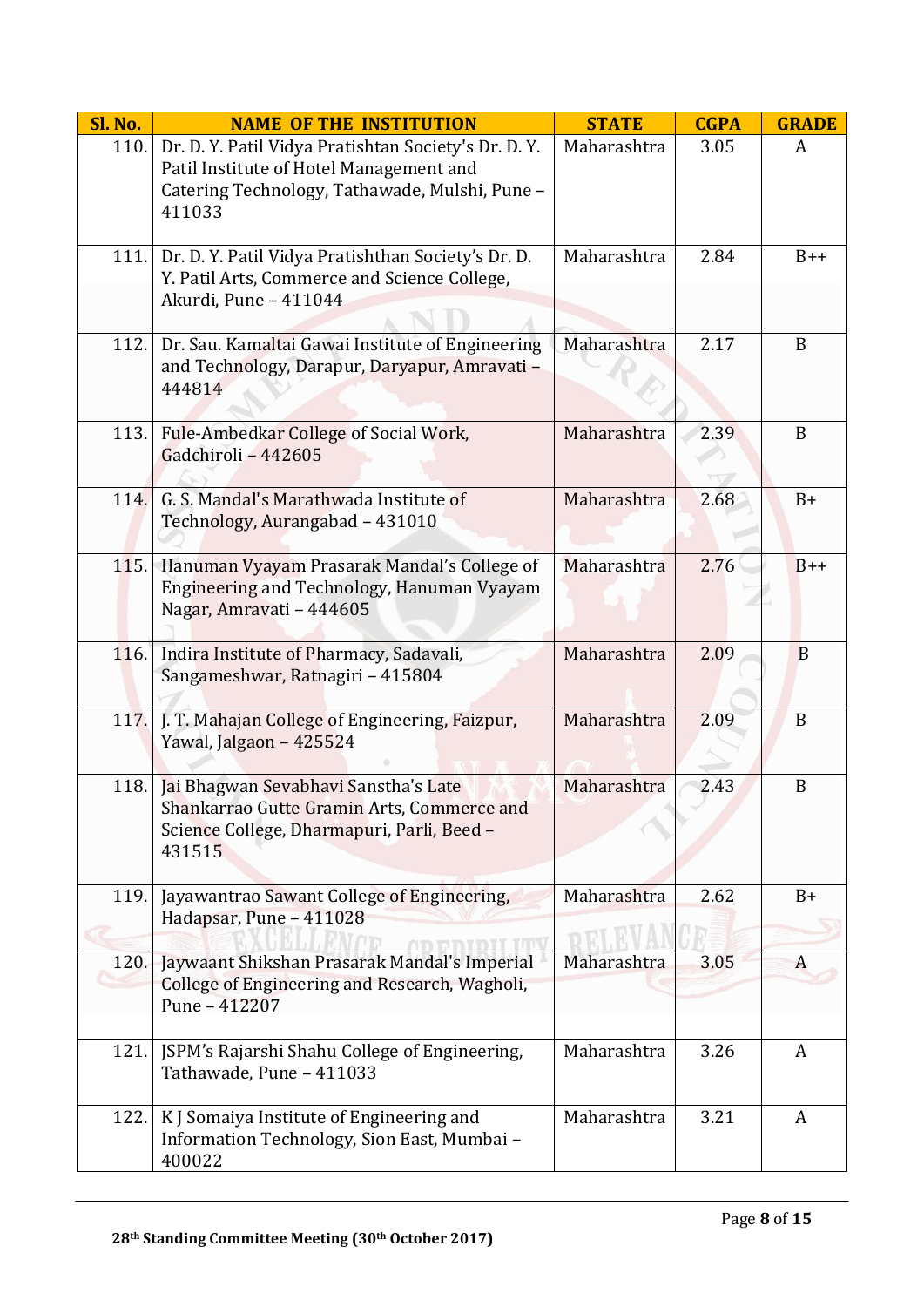| Sl. No. | NAME OF THE INSTITUTION | STATE | CGPA | GRADE |
|---|---|---|---|---|
| 110. | Dr. D. Y. Patil Vidya Pratishtan Society's Dr. D. Y. Patil Institute of Hotel Management and Catering Technology, Tathawade, Mulshi, Pune – 411033 | Maharashtra | 3.05 | A |
| 111. | Dr. D. Y. Patil Vidya Pratishthan Society's Dr. D. Y. Patil Arts, Commerce and Science College, Akurdi, Pune – 411044 | Maharashtra | 2.84 | B++ |
| 112. | Dr. Sau. Kamaltai Gawai Institute of Engineering and Technology, Darapur, Daryapur, Amravati – 444814 | Maharashtra | 2.17 | B |
| 113. | Fule-Ambedkar College of Social Work, Gadchiroli – 442605 | Maharashtra | 2.39 | B |
| 114. | G. S. Mandal's Marathwada Institute of Technology, Aurangabad – 431010 | Maharashtra | 2.68 | B+ |
| 115. | Hanuman Vyayam Prasarak Mandal's College of Engineering and Technology, Hanuman Vyayam Nagar, Amravati – 444605 | Maharashtra | 2.76 | B++ |
| 116. | Indira Institute of Pharmacy, Sadavali, Sangameshwar, Ratnagiri – 415804 | Maharashtra | 2.09 | B |
| 117. | J. T. Mahajan College of Engineering, Faizpur, Yawal, Jalgaon – 425524 | Maharashtra | 2.09 | B |
| 118. | Jai Bhagwan Sevabhavi Sanstha's Late Shankarrao Gutte Gramin Arts, Commerce and Science College, Dharmapuri, Parli, Beed – 431515 | Maharashtra | 2.43 | B |
| 119. | Jayawantrao Sawant College of Engineering, Hadapsar, Pune – 411028 | Maharashtra | 2.62 | B+ |
| 120. | Jaywaant Shikshan Prasarak Mandal's Imperial College of Engineering and Research, Wagholi, Pune – 412207 | Maharashtra | 3.05 | A |
| 121. | JSPM's Rajarshi Shahu College of Engineering, Tathawade, Pune – 411033 | Maharashtra | 3.26 | A |
| 122. | K J Somaiya Institute of Engineering and Information Technology, Sion East, Mumbai – 400022 | Maharashtra | 3.21 | A |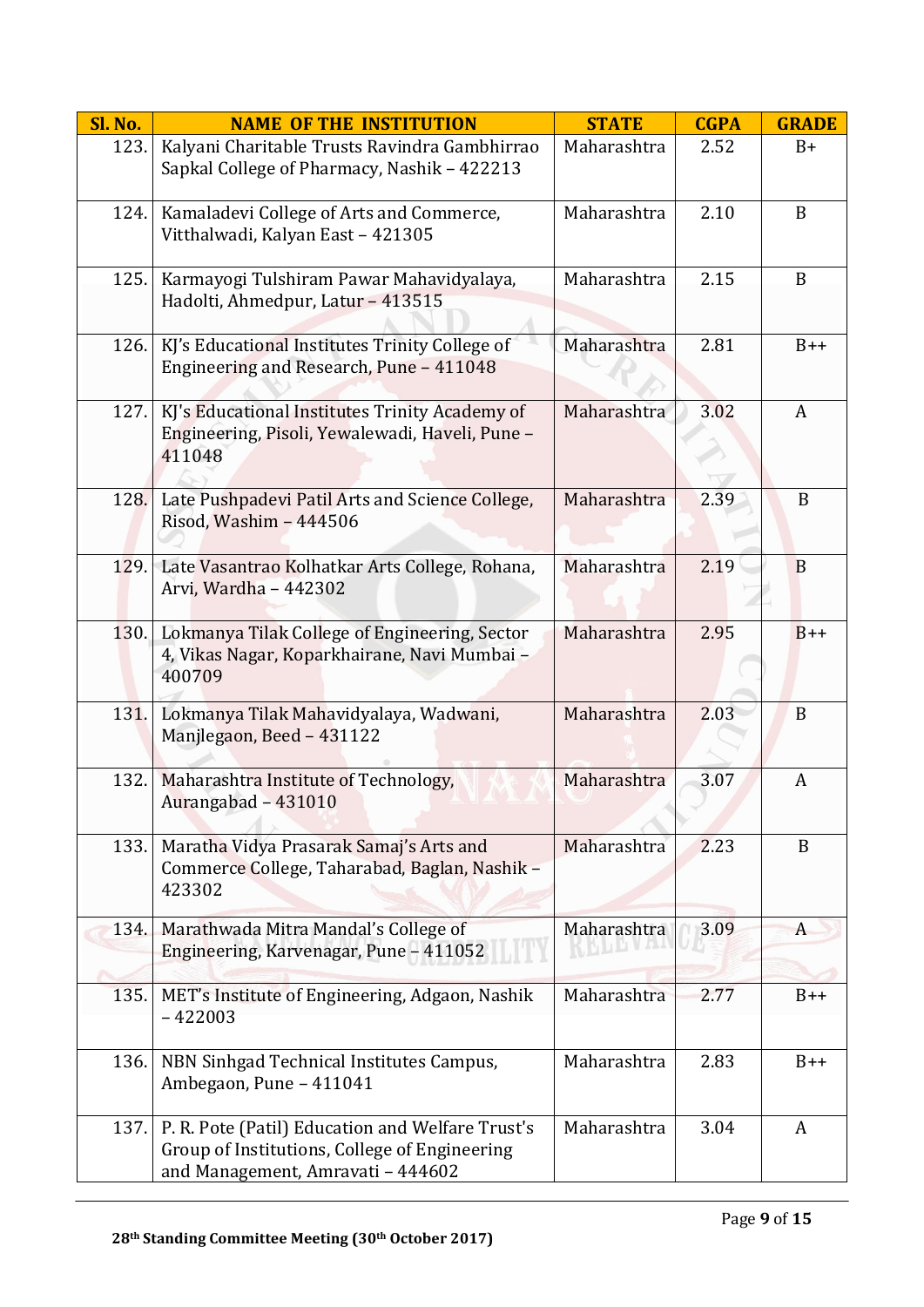| Sl. No. | NAME OF THE INSTITUTION | STATE | CGPA | GRADE |
|---|---|---|---|---|
| 123. | Kalyani Charitable Trusts Ravindra Gambhirrao Sapkal College of Pharmacy, Nashik – 422213 | Maharashtra | 2.52 | B+ |
| 124. | Kamaladevi College of Arts and Commerce, Vitthalwadi, Kalyan East – 421305 | Maharashtra | 2.10 | B |
| 125. | Karmayogi Tulshiram Pawar Mahavidyalaya, Hadolti, Ahmedpur, Latur – 413515 | Maharashtra | 2.15 | B |
| 126. | KJ's Educational Institutes Trinity College of Engineering and Research, Pune – 411048 | Maharashtra | 2.81 | B++ |
| 127. | KJ's Educational Institutes Trinity Academy of Engineering, Pisoli, Yewalewadi, Haveli, Pune – 411048 | Maharashtra | 3.02 | A |
| 128. | Late Pushpadevi Patil Arts and Science College, Risod, Washim – 444506 | Maharashtra | 2.39 | B |
| 129. | Late Vasantrao Kolhatkar Arts College, Rohana, Arvi, Wardha – 442302 | Maharashtra | 2.19 | B |
| 130. | Lokmanya Tilak College of Engineering, Sector 4, Vikas Nagar, Koparkhairane, Navi Mumbai – 400709 | Maharashtra | 2.95 | B++ |
| 131. | Lokmanya Tilak Mahavidyalaya, Wadwani, Manjlegaon, Beed – 431122 | Maharashtra | 2.03 | B |
| 132. | Maharashtra Institute of Technology, Aurangabad – 431010 | Maharashtra | 3.07 | A |
| 133. | Maratha Vidya Prasarak Samaj's Arts and Commerce College, Taharabad, Baglan, Nashik – 423302 | Maharashtra | 2.23 | B |
| 134. | Marathwada Mitra Mandal's College of Engineering, Karvenagar, Pune – 411052 | Maharashtra | 3.09 | A |
| 135. | MET's Institute of Engineering, Adgaon, Nashik – 422003 | Maharashtra | 2.77 | B++ |
| 136. | NBN Sinhgad Technical Institutes Campus, Ambegaon, Pune – 411041 | Maharashtra | 2.83 | B++ |
| 137. | P. R. Pote (Patil) Education and Welfare Trust's Group of Institutions, College of Engineering and Management, Amravati – 444602 | Maharashtra | 3.04 | A |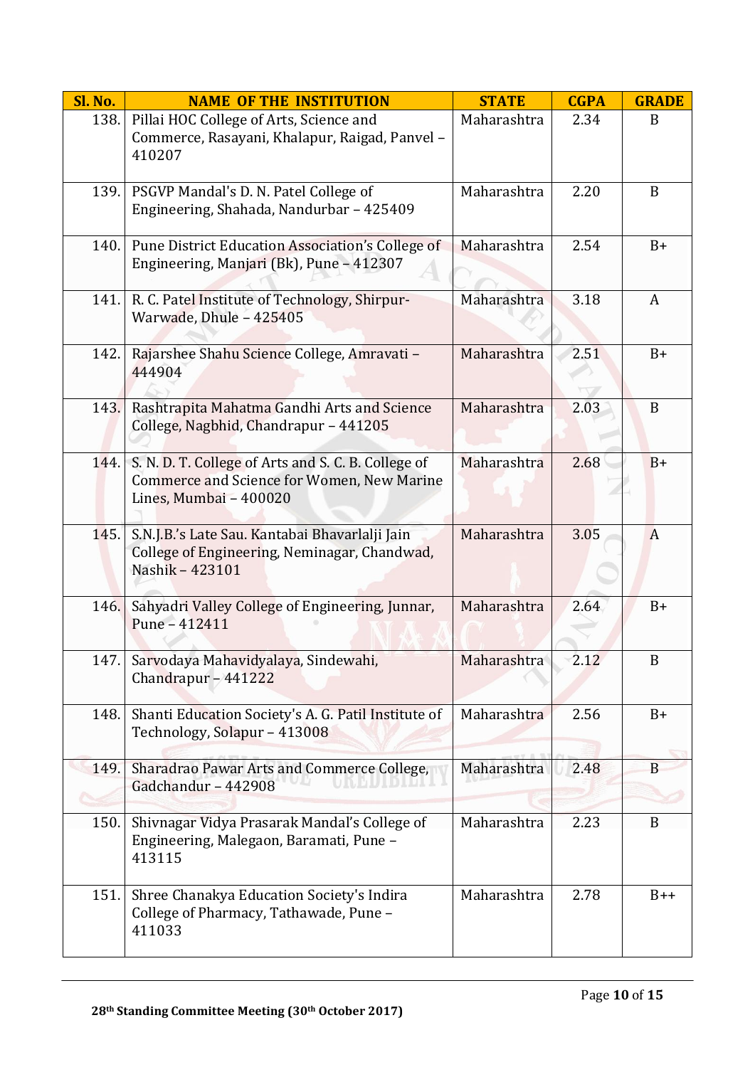| Sl. No. | NAME OF THE INSTITUTION | STATE | CGPA | GRADE |
|---|---|---|---|---|
| 138. | Pillai HOC College of Arts, Science and Commerce, Rasayani, Khalapur, Raigad, Panvel – 410207 | Maharashtra | 2.34 | B |
| 139. | PSGVP Mandal's D. N. Patel College of Engineering, Shahada, Nandurbar – 425409 | Maharashtra | 2.20 | B |
| 140. | Pune District Education Association's College of Engineering, Manjari (Bk), Pune – 412307 | Maharashtra | 2.54 | B+ |
| 141. | R. C. Patel Institute of Technology, Shirpur-Warwade, Dhule – 425405 | Maharashtra | 3.18 | A |
| 142. | Rajarshee Shahu Science College, Amravati – 444904 | Maharashtra | 2.51 | B+ |
| 143. | Rashtrapita Mahatma Gandhi Arts and Science College, Nagbhid, Chandrapur – 441205 | Maharashtra | 2.03 | B |
| 144. | S. N. D. T. College of Arts and S. C. B. College of Commerce and Science for Women, New Marine Lines, Mumbai – 400020 | Maharashtra | 2.68 | B+ |
| 145. | S.N.J.B.'s Late Sau. Kantabai Bhavarlalji Jain College of Engineering, Neminagar, Chandwad, Nashik – 423101 | Maharashtra | 3.05 | A |
| 146. | Sahyadri Valley College of Engineering, Junnar, Pune – 412411 | Maharashtra | 2.64 | B+ |
| 147. | Sarvodaya Mahavidyalaya, Sindewahi, Chandrapur – 441222 | Maharashtra | 2.12 | B |
| 148. | Shanti Education Society's A. G. Patil Institute of Technology, Solapur – 413008 | Maharashtra | 2.56 | B+ |
| 149. | Sharadrao Pawar Arts and Commerce College, Gadchandur – 442908 | Maharashtra | 2.48 | B |
| 150. | Shivnagar Vidya Prasarak Mandal's College of Engineering, Malegaon, Baramati, Pune – 413115 | Maharashtra | 2.23 | B |
| 151. | Shree Chanakya Education Society's Indira College of Pharmacy, Tathawade, Pune – 411033 | Maharashtra | 2.78 | B++ |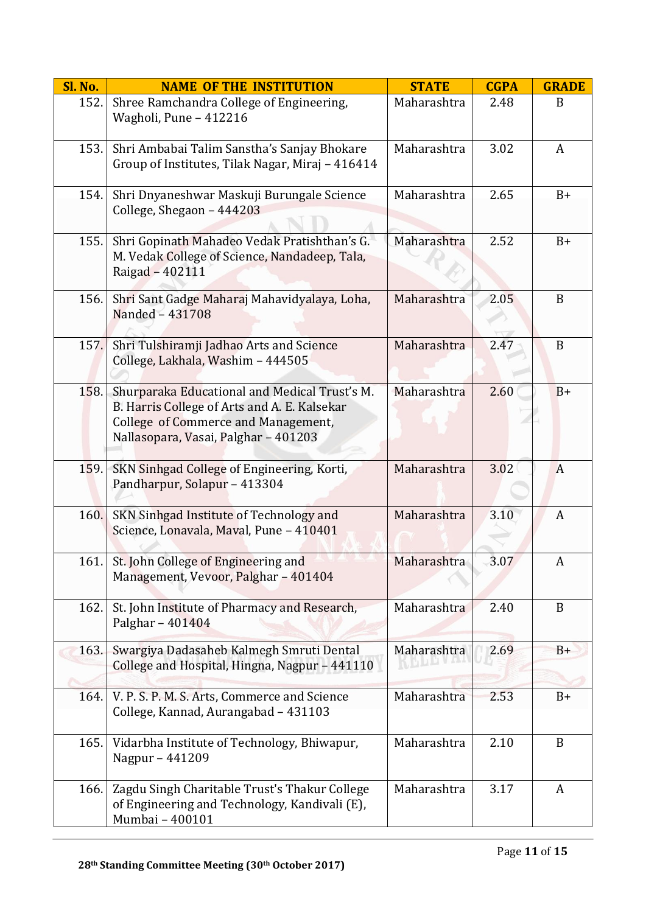| Sl. No. | NAME OF THE INSTITUTION | STATE | CGPA | GRADE |
|---|---|---|---|---|
| 152. | Shree Ramchandra College of Engineering, Wagholi, Pune – 412216 | Maharashtra | 2.48 | B |
| 153. | Shri Ambabai Talim Sanstha's Sanjay Bhokare Group of Institutes, Tilak Nagar, Miraj – 416414 | Maharashtra | 3.02 | A |
| 154. | Shri Dnyaneshwar Maskuji Burungale Science College, Shegaon – 444203 | Maharashtra | 2.65 | B+ |
| 155. | Shri Gopinath Mahadeo Vedak Pratishthan's G. M. Vedak College of Science, Nandadeep, Tala, Raigad – 402111 | Maharashtra | 2.52 | B+ |
| 156. | Shri Sant Gadge Maharaj Mahavidyalaya, Loha, Nanded – 431708 | Maharashtra | 2.05 | B |
| 157. | Shri Tulshiramji Jadhao Arts and Science College, Lakhala, Washim – 444505 | Maharashtra | 2.47 | B |
| 158. | Shurparaka Educational and Medical Trust's M. B. Harris College of Arts and A. E. Kalsekar College of Commerce and Management, Nallasopara, Vasai, Palghar – 401203 | Maharashtra | 2.60 | B+ |
| 159. | SKN Sinhgad College of Engineering, Korti, Pandharpur, Solapur – 413304 | Maharashtra | 3.02 | A |
| 160. | SKN Sinhgad Institute of Technology and Science, Lonavala, Maval, Pune – 410401 | Maharashtra | 3.10 | A |
| 161. | St. John College of Engineering and Management, Vevoor, Palghar – 401404 | Maharashtra | 3.07 | A |
| 162. | St. John Institute of Pharmacy and Research, Palghar – 401404 | Maharashtra | 2.40 | B |
| 163. | Swargiya Dadasaheb Kalmegh Smruti Dental College and Hospital, Hingna, Nagpur – 441110 | Maharashtra | 2.69 | B+ |
| 164. | V. P. S. P. M. S. Arts, Commerce and Science College, Kannad, Aurangabad – 431103 | Maharashtra | 2.53 | B+ |
| 165. | Vidarbha Institute of Technology, Bhiwapur, Nagpur – 441209 | Maharashtra | 2.10 | B |
| 166. | Zagdu Singh Charitable Trust's Thakur College of Engineering and Technology, Kandivali (E), Mumbai – 400101 | Maharashtra | 3.17 | A |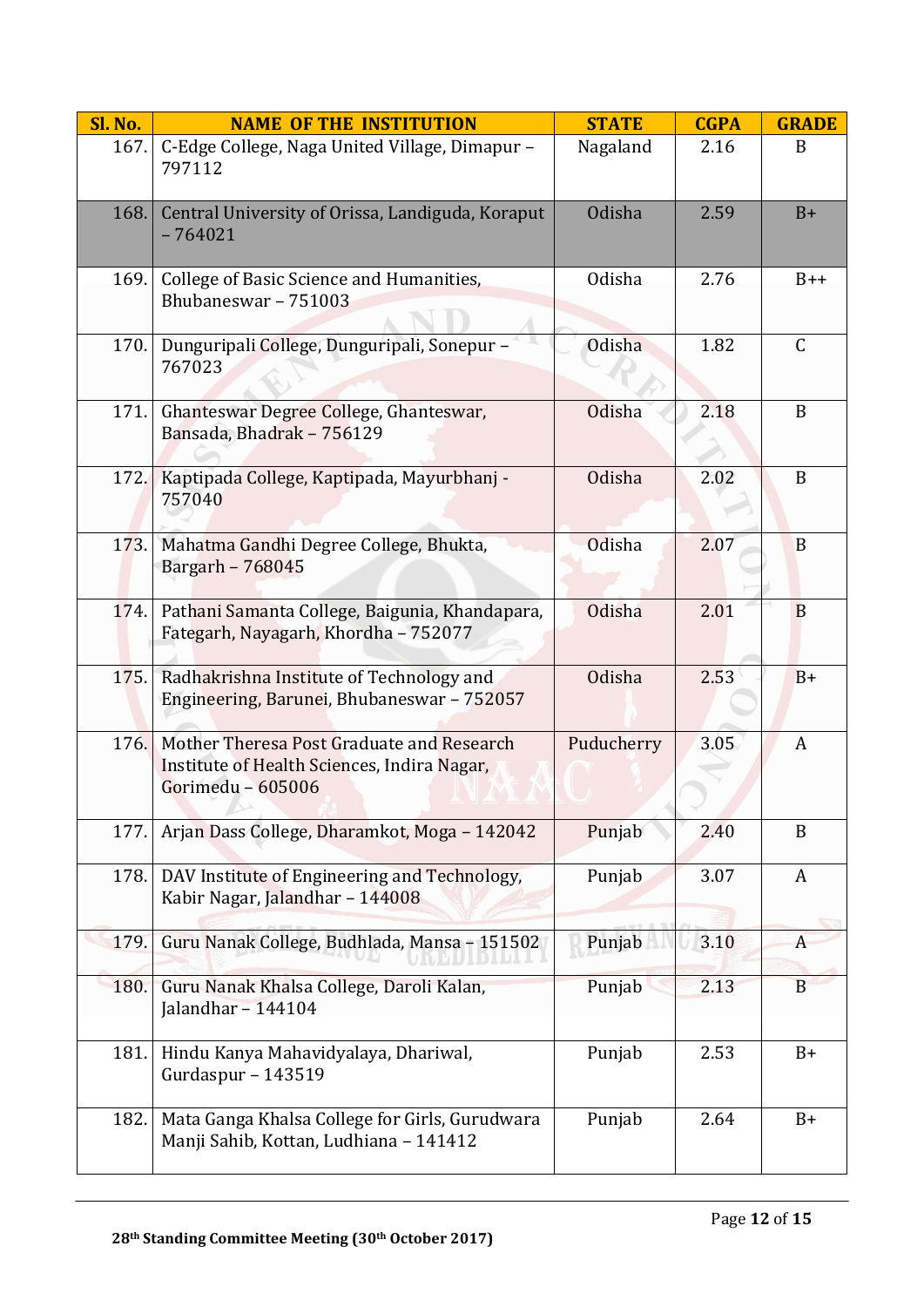| Sl. No. | NAME OF THE INSTITUTION | STATE | CGPA | GRADE |
|---|---|---|---|---|
| 167. | C-Edge College, Naga United Village, Dimapur – 797112 | Nagaland | 2.16 | B |
| 168. | Central University of Orissa, Landiguda, Koraput – 764021 | Odisha | 2.59 | B+ |
| 169. | College of Basic Science and Humanities, Bhubaneswar – 751003 | Odisha | 2.76 | B++ |
| 170. | Dunguripali College, Dunguripali, Sonepur – 767023 | Odisha | 1.82 | C |
| 171. | Ghanteswar Degree College, Ghanteswar, Bansada, Bhadrak – 756129 | Odisha | 2.18 | B |
| 172. | Kaptipada College, Kaptipada, Mayurbhanj - 757040 | Odisha | 2.02 | B |
| 173. | Mahatma Gandhi Degree College, Bhukta, Bargarh – 768045 | Odisha | 2.07 | B |
| 174. | Pathani Samanta College, Baigunia, Khandapara, Fategarh, Nayagarh, Khordha – 752077 | Odisha | 2.01 | B |
| 175. | Radhakrishna Institute of Technology and Engineering, Barunei, Bhubaneswar – 752057 | Odisha | 2.53 | B+ |
| 176. | Mother Theresa Post Graduate and Research Institute of Health Sciences, Indira Nagar, Gorimedu – 605006 | Puducherry | 3.05 | A |
| 177. | Arjan Dass College, Dharamkot, Moga – 142042 | Punjab | 2.40 | B |
| 178. | DAV Institute of Engineering and Technology, Kabir Nagar, Jalandhar – 144008 | Punjab | 3.07 | A |
| 179. | Guru Nanak College, Budhlada, Mansa – 151502 | Punjab | 3.10 | A |
| 180. | Guru Nanak Khalsa College, Daroli Kalan, Jalandhar – 144104 | Punjab | 2.13 | B |
| 181. | Hindu Kanya Mahavidyalaya, Dhariwal, Gurdaspur – 143519 | Punjab | 2.53 | B+ |
| 182. | Mata Ganga Khalsa College for Girls, Gurudwara Manji Sahib, Kottan, Ludhiana – 141412 | Punjab | 2.64 | B+ |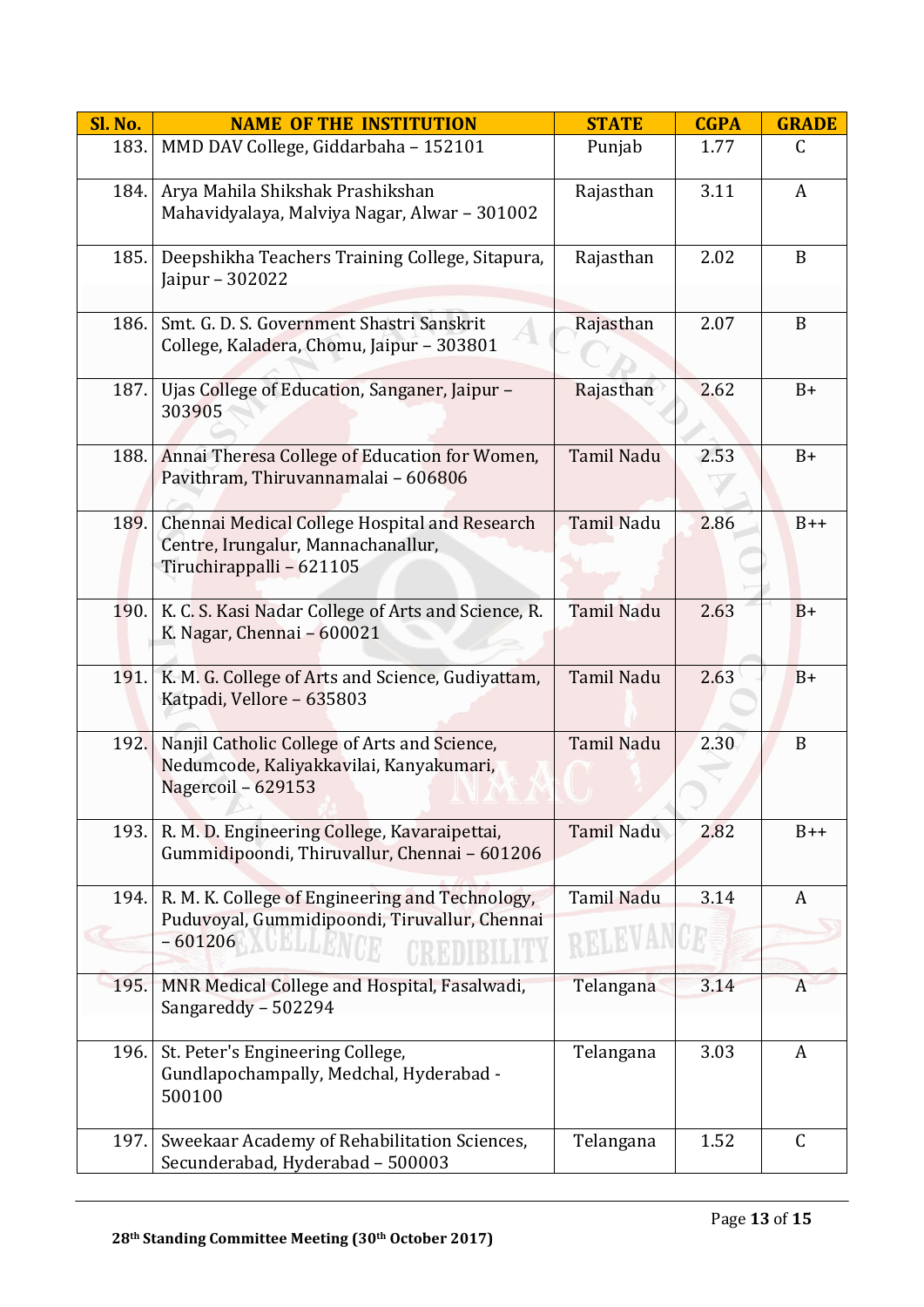| Sl. No. | NAME OF THE INSTITUTION | STATE | CGPA | GRADE |
|---|---|---|---|---|
| 183. | MMD DAV College, Giddarbaha – 152101 | Punjab | 1.77 | C |
| 184. | Arya Mahila Shikshak Prashikshan Mahavidyalaya, Malviya Nagar, Alwar – 301002 | Rajasthan | 3.11 | A |
| 185. | Deepshikha Teachers Training College, Sitapura, Jaipur – 302022 | Rajasthan | 2.02 | B |
| 186. | Smt. G. D. S. Government Shastri Sanskrit College, Kaladera, Chomu, Jaipur – 303801 | Rajasthan | 2.07 | B |
| 187. | Ujas College of Education, Sanganer, Jaipur – 303905 | Rajasthan | 2.62 | B+ |
| 188. | Annai Theresa College of Education for Women, Pavithram, Thiruvannamalai – 606806 | Tamil Nadu | 2.53 | B+ |
| 189. | Chennai Medical College Hospital and Research Centre, Irungalur, Mannachanallur, Tiruchirappalli – 621105 | Tamil Nadu | 2.86 | B++ |
| 190. | K. C. S. Kasi Nadar College of Arts and Science, R. K. Nagar, Chennai – 600021 | Tamil Nadu | 2.63 | B+ |
| 191. | K. M. G. College of Arts and Science, Gudiyattam, Katpadi, Vellore – 635803 | Tamil Nadu | 2.63 | B+ |
| 192. | Nanjil Catholic College of Arts and Science, Nedumcode, Kaliyakkavilai, Kanyakumari, Nagercoil – 629153 | Tamil Nadu | 2.30 | B |
| 193. | R. M. D. Engineering College, Kavaraipettai, Gummidipoondi, Thiruvallur, Chennai – 601206 | Tamil Nadu | 2.82 | B++ |
| 194. | R. M. K. College of Engineering and Technology, Puduvoyal, Gummidipoondi, Tiruvallur, Chennai – 601206 | Tamil Nadu | 3.14 | A |
| 195. | MNR Medical College and Hospital, Fasalwadi, Sangareddy – 502294 | Telangana | 3.14 | A |
| 196. | St. Peter's Engineering College, Gundlapochampally, Medchal, Hyderabad - 500100 | Telangana | 3.03 | A |
| 197. | Sweekaar Academy of Rehabilitation Sciences, Secunderabad, Hyderabad – 500003 | Telangana | 1.52 | C |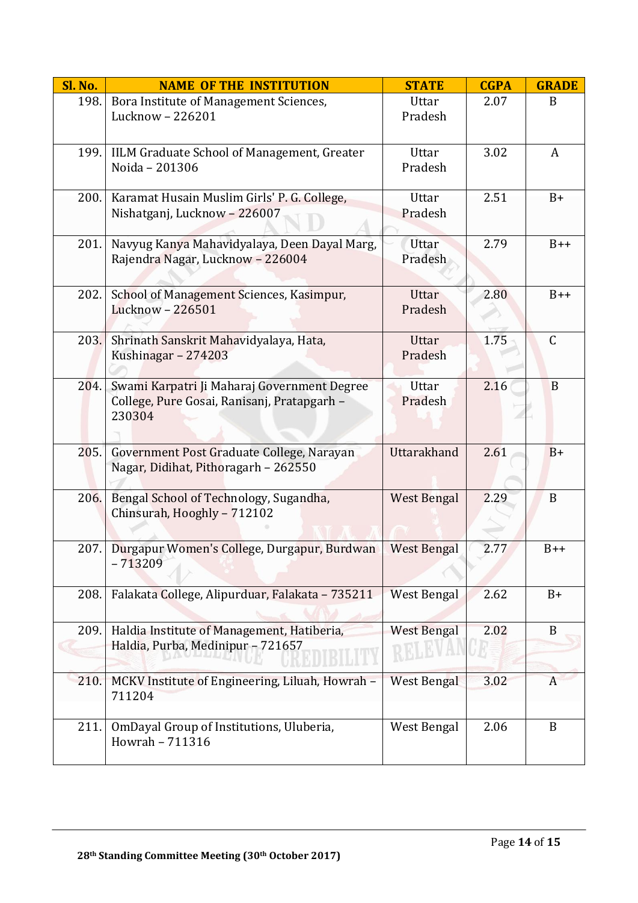| Sl. No. | NAME OF THE INSTITUTION | STATE | CGPA | GRADE |
|---|---|---|---|---|
| 198. | Bora Institute of Management Sciences, Lucknow – 226201 | Uttar Pradesh | 2.07 | B |
| 199. | IILM Graduate School of Management, Greater Noida – 201306 | Uttar Pradesh | 3.02 | A |
| 200. | Karamat Husain Muslim Girls' P. G. College, Nishatganj, Lucknow – 226007 | Uttar Pradesh | 2.51 | B+ |
| 201. | Navyug Kanya Mahavidyalaya, Deen Dayal Marg, Rajendra Nagar, Lucknow – 226004 | Uttar Pradesh | 2.79 | B++ |
| 202. | School of Management Sciences, Kasimpur, Lucknow – 226501 | Uttar Pradesh | 2.80 | B++ |
| 203. | Shrinath Sanskrit Mahavidyalaya, Hata, Kushinagar – 274203 | Uttar Pradesh | 1.75 | C |
| 204. | Swami Karpatri Ji Maharaj Government Degree College, Pure Gosai, Ranisanj, Pratapgarh – 230304 | Uttar Pradesh | 2.16 | B |
| 205. | Government Post Graduate College, Narayan Nagar, Didihat, Pithoragarh – 262550 | Uttarakhand | 2.61 | B+ |
| 206. | Bengal School of Technology, Sugandha, Chinsurah, Hooghly – 712102 | West Bengal | 2.29 | B |
| 207. | Durgapur Women's College, Durgapur, Burdwan – 713209 | West Bengal | 2.77 | B++ |
| 208. | Falakata College, Alipurduar, Falakata – 735211 | West Bengal | 2.62 | B+ |
| 209. | Haldia Institute of Management, Hatiberia, Haldia, Purba, Medinipur – 721657 | West Bengal | 2.02 | B |
| 210. | MCKV Institute of Engineering, Liluah, Howrah – 711204 | West Bengal | 3.02 | A |
| 211. | OmDayal Group of Institutions, Uluberia, Howrah – 711316 | West Bengal | 2.06 | B |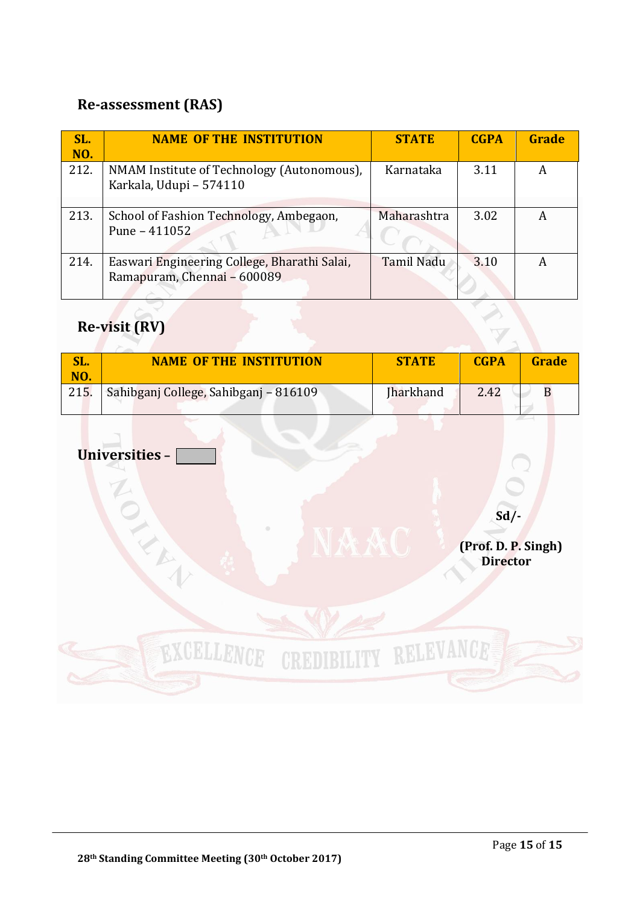## Re-assessment (RAS)

| SL. NO. | NAME OF THE INSTITUTION | STATE | CGPA | Grade |
|---|---|---|---|---|
| 212. | NMAM Institute of Technology (Autonomous), Karkala, Udupi – 574110 | Karnataka | 3.11 | A |
| 213. | School of Fashion Technology, Ambegaon, Pune – 411052 | Maharashtra | 3.02 | A |
| 214. | Easwari Engineering College, Bharathi Salai, Ramapuram, Chennai – 600089 | Tamil Nadu | 3.10 | A |

## Re-visit (RV)

| SL. NO. | NAME OF THE INSTITUTION | STATE | CGPA | Grade |
|---|---|---|---|---|
| 215. | Sahibganj College, Sahibganj – 816109 | Jharkhand | 2.42 | B |

**Universities –**

**Sd/-**

**(Prof. D. P. Singh)**
**Director**

**28th Standing Committee Meeting (30th October 2017)**